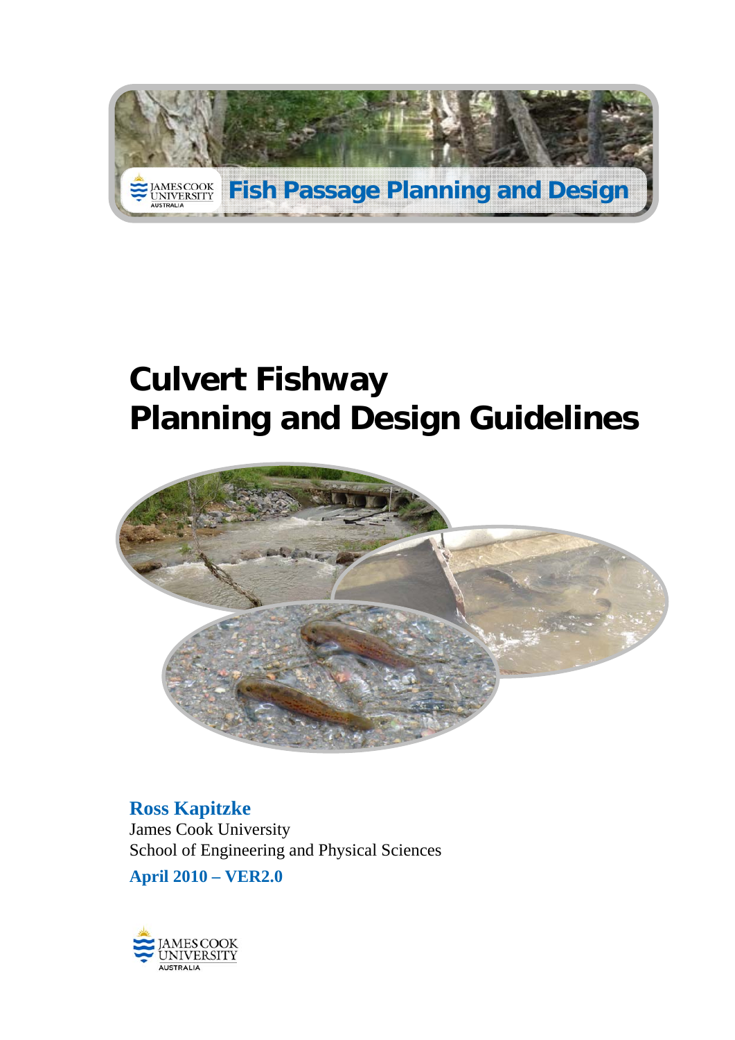Fish Passage Planning and Design

# Culvert Fishway Planning and Design Guidelines

**Ross Kapitzke**
James Cook University
School of Engineering and Physical Sciences

**April 2010 – VER2.0**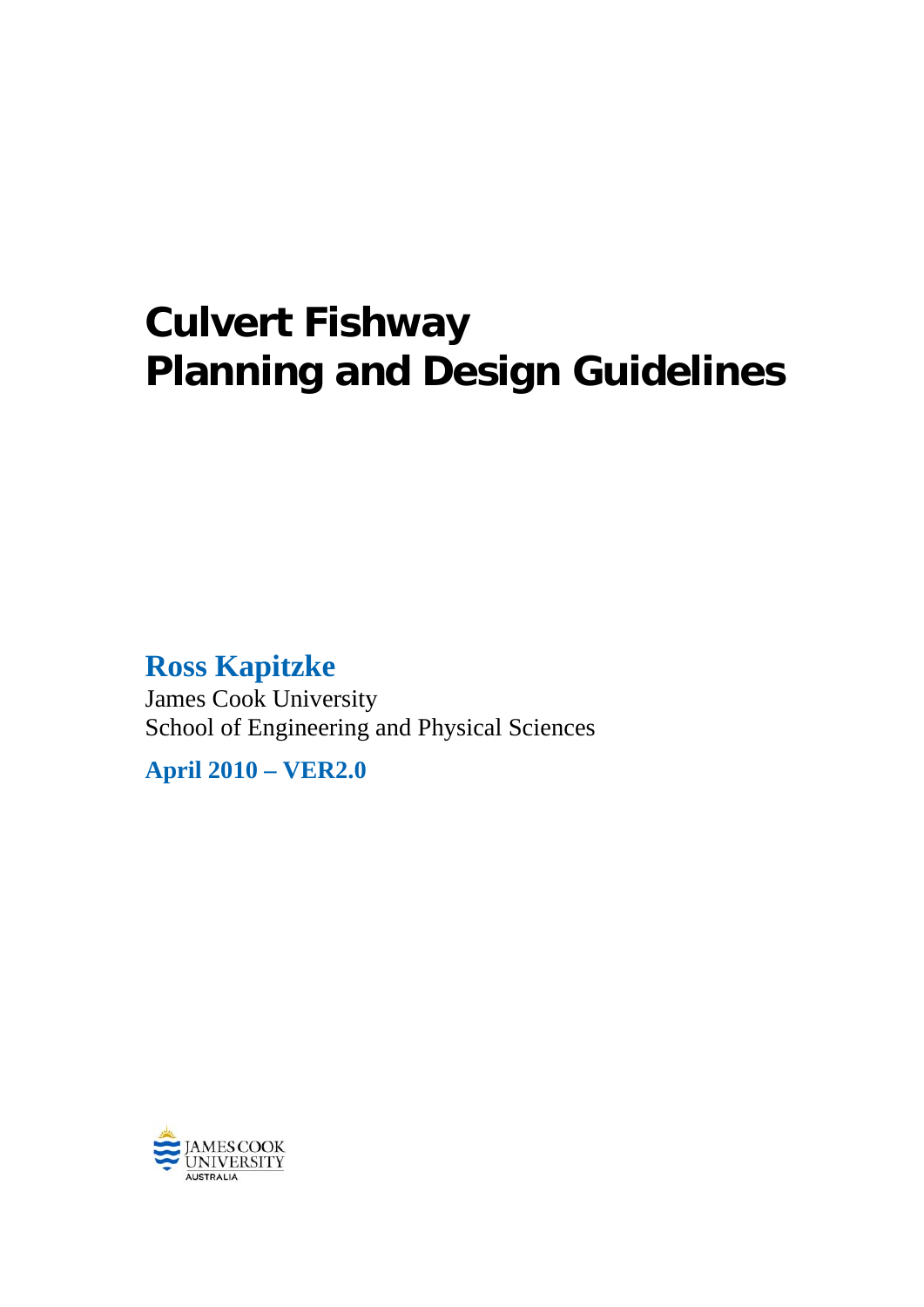# Culvert Fishway
# Planning and Design Guidelines

**Ross Kapitzke**

James Cook University

School of Engineering and Physical Sciences

**April 2010 – VER2.0**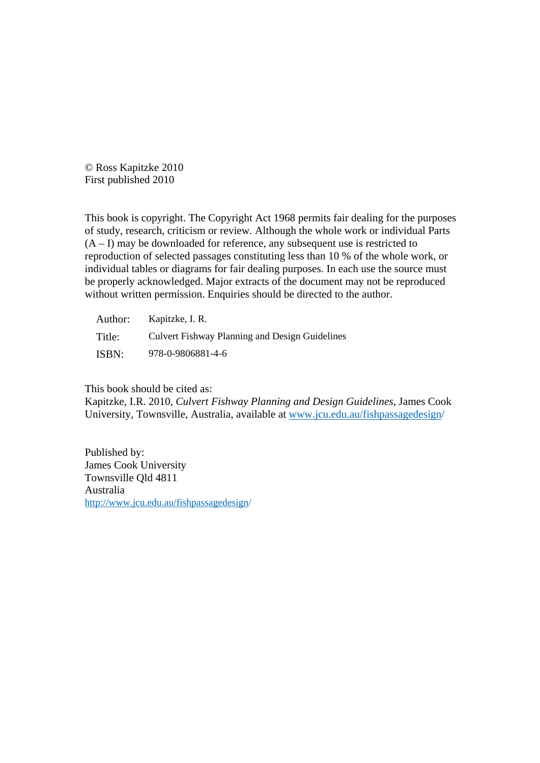© Ross Kapitzke 2010
First published 2010

This book is copyright. The Copyright Act 1968 permits fair dealing for the purposes of study, research, criticism or review. Although the whole work or individual Parts (A – I) may be downloaded for reference, any subsequent use is restricted to reproduction of selected passages constituting less than 10 % of the whole work, or individual tables or diagrams for fair dealing purposes. In each use the source must be properly acknowledged. Major extracts of the document may not be reproduced without written permission. Enquiries should be directed to the author.

| | |
|---|---|
| Author: | Kapitzke, I. R. |
| Title: | Culvert Fishway Planning and Design Guidelines |
| ISBN: | 978-0-9806881-4-6 |

This book should be cited as:
Kapitzke, I.R. 2010, *Culvert Fishway Planning and Design Guidelines*, James Cook University, Townsville, Australia, available at www.jcu.edu.au/fishpassagedesign/

Published by:
James Cook University
Townsville Qld 4811
Australia
http://www.jcu.edu.au/fishpassagedesign/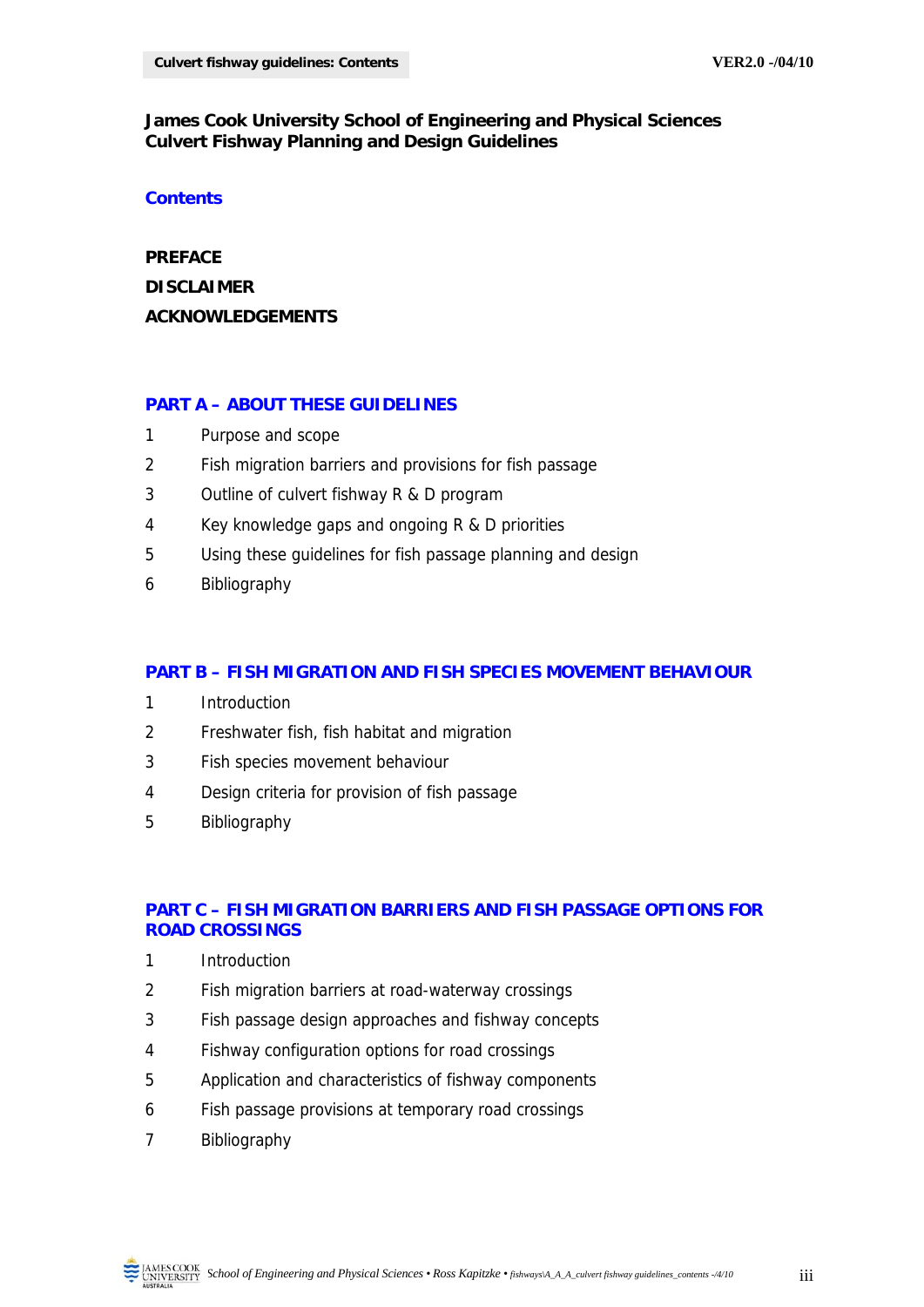**James Cook University School of Engineering and Physical Sciences**
**Culvert Fishway Planning and Design Guidelines**

## Contents

**PREFACE**

**DISCLAIMER**

**ACKNOWLEDGEMENTS**

### PART A – ABOUT THESE GUIDELINES

1 Purpose and scope
2 Fish migration barriers and provisions for fish passage
3 Outline of culvert fishway R & D program
4 Key knowledge gaps and ongoing R & D priorities
5 Using these guidelines for fish passage planning and design
6 Bibliography

### PART B – FISH MIGRATION AND FISH SPECIES MOVEMENT BEHAVIOUR

1 Introduction
2 Freshwater fish, fish habitat and migration
3 Fish species movement behaviour
4 Design criteria for provision of fish passage
5 Bibliography

### PART C – FISH MIGRATION BARRIERS AND FISH PASSAGE OPTIONS FOR ROAD CROSSINGS

1 Introduction
2 Fish migration barriers at road-waterway crossings
3 Fish passage design approaches and fishway concepts
4 Fishway configuration options for road crossings
5 Application and characteristics of fishway components
6 Fish passage provisions at temporary road crossings
7 Bibliography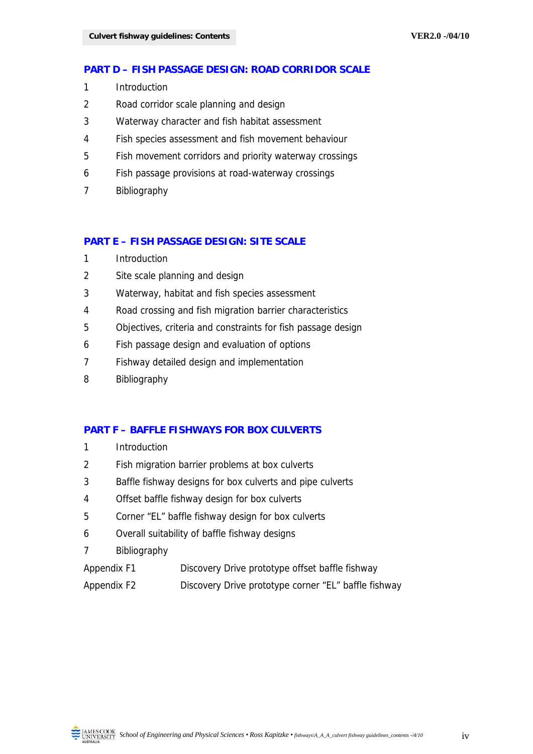## PART D – FISH PASSAGE DESIGN: ROAD CORRIDOR SCALE

1 Introduction

2 Road corridor scale planning and design

3 Waterway character and fish habitat assessment

4 Fish species assessment and fish movement behaviour

5 Fish movement corridors and priority waterway crossings

6 Fish passage provisions at road-waterway crossings

7 Bibliography

## PART E – FISH PASSAGE DESIGN: SITE SCALE

1 Introduction

2 Site scale planning and design

3 Waterway, habitat and fish species assessment

4 Road crossing and fish migration barrier characteristics

5 Objectives, criteria and constraints for fish passage design

6 Fish passage design and evaluation of options

7 Fishway detailed design and implementation

8 Bibliography

## PART F – BAFFLE FISHWAYS FOR BOX CULVERTS

1 Introduction

2 Fish migration barrier problems at box culverts

3 Baffle fishway designs for box culverts and pipe culverts

4 Offset baffle fishway design for box culverts

5 Corner “EL” baffle fishway design for box culverts

6 Overall suitability of baffle fishway designs

7 Bibliography

Appendix F1 Discovery Drive prototype offset baffle fishway

Appendix F2 Discovery Drive prototype corner “EL” baffle fishway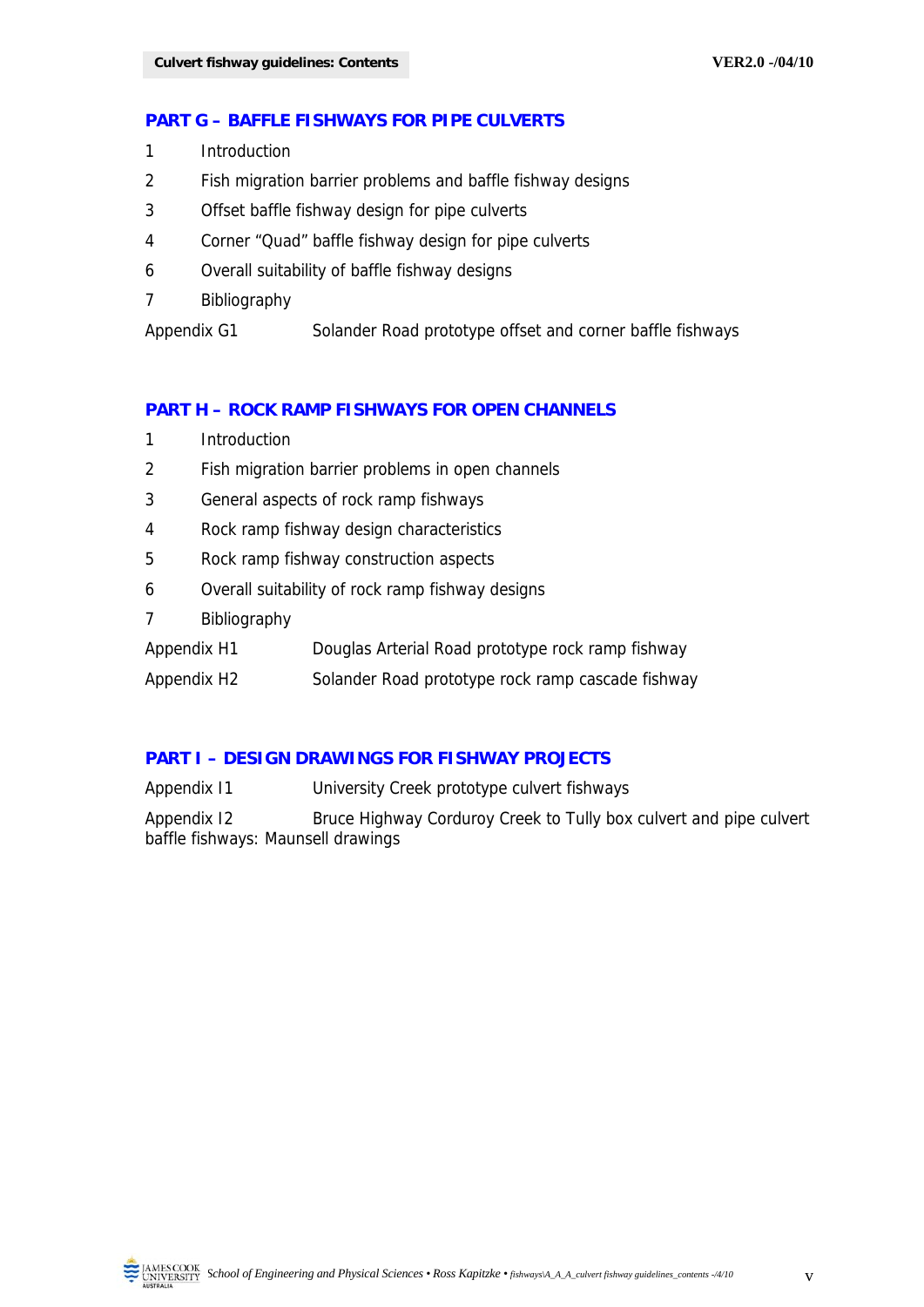## PART G – BAFFLE FISHWAYS FOR PIPE CULVERTS

1 Introduction

2 Fish migration barrier problems and baffle fishway designs

3 Offset baffle fishway design for pipe culverts

4 Corner "Quad" baffle fishway design for pipe culverts

6 Overall suitability of baffle fishway designs

7 Bibliography

Appendix G1 Solander Road prototype offset and corner baffle fishways

## PART H – ROCK RAMP FISHWAYS FOR OPEN CHANNELS

1 Introduction

2 Fish migration barrier problems in open channels

3 General aspects of rock ramp fishways

4 Rock ramp fishway design characteristics

5 Rock ramp fishway construction aspects

6 Overall suitability of rock ramp fishway designs

7 Bibliography

Appendix H1 Douglas Arterial Road prototype rock ramp fishway

Appendix H2 Solander Road prototype rock ramp cascade fishway

## PART I – DESIGN DRAWINGS FOR FISHWAY PROJECTS

Appendix I1 University Creek prototype culvert fishways

Appendix I2 Bruce Highway Corduroy Creek to Tully box culvert and pipe culvert baffle fishways: Maunsell drawings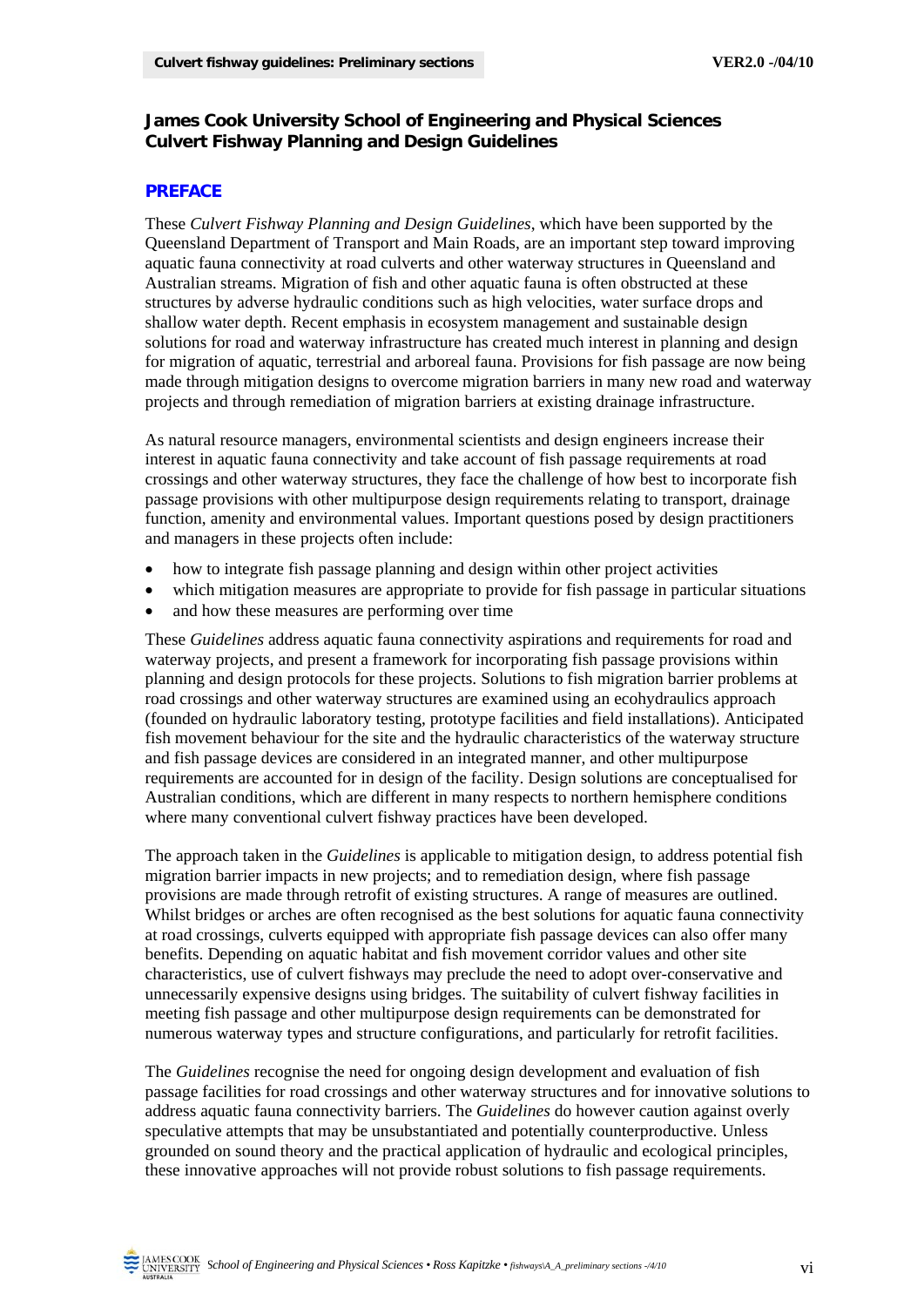**James Cook University School of Engineering and Physical Sciences**
**Culvert Fishway Planning and Design Guidelines**

## PREFACE

These *Culvert Fishway Planning and Design Guidelines*, which have been supported by the Queensland Department of Transport and Main Roads, are an important step toward improving aquatic fauna connectivity at road culverts and other waterway structures in Queensland and Australian streams. Migration of fish and other aquatic fauna is often obstructed at these structures by adverse hydraulic conditions such as high velocities, water surface drops and shallow water depth. Recent emphasis in ecosystem management and sustainable design solutions for road and waterway infrastructure has created much interest in planning and design for migration of aquatic, terrestrial and arboreal fauna. Provisions for fish passage are now being made through mitigation designs to overcome migration barriers in many new road and waterway projects and through remediation of migration barriers at existing drainage infrastructure.

As natural resource managers, environmental scientists and design engineers increase their interest in aquatic fauna connectivity and take account of fish passage requirements at road crossings and other waterway structures, they face the challenge of how best to incorporate fish passage provisions with other multipurpose design requirements relating to transport, drainage function, amenity and environmental values. Important questions posed by design practitioners and managers in these projects often include:

- how to integrate fish passage planning and design within other project activities
- which mitigation measures are appropriate to provide for fish passage in particular situations
- and how these measures are performing over time

These *Guidelines* address aquatic fauna connectivity aspirations and requirements for road and waterway projects, and present a framework for incorporating fish passage provisions within planning and design protocols for these projects. Solutions to fish migration barrier problems at road crossings and other waterway structures are examined using an ecohydraulics approach (founded on hydraulic laboratory testing, prototype facilities and field installations). Anticipated fish movement behaviour for the site and the hydraulic characteristics of the waterway structure and fish passage devices are considered in an integrated manner, and other multipurpose requirements are accounted for in design of the facility. Design solutions are conceptualised for Australian conditions, which are different in many respects to northern hemisphere conditions where many conventional culvert fishway practices have been developed.

The approach taken in the *Guidelines* is applicable to mitigation design, to address potential fish migration barrier impacts in new projects; and to remediation design, where fish passage provisions are made through retrofit of existing structures. A range of measures are outlined. Whilst bridges or arches are often recognised as the best solutions for aquatic fauna connectivity at road crossings, culverts equipped with appropriate fish passage devices can also offer many benefits. Depending on aquatic habitat and fish movement corridor values and other site characteristics, use of culvert fishways may preclude the need to adopt over-conservative and unnecessarily expensive designs using bridges. The suitability of culvert fishway facilities in meeting fish passage and other multipurpose design requirements can be demonstrated for numerous waterway types and structure configurations, and particularly for retrofit facilities.

The *Guidelines* recognise the need for ongoing design development and evaluation of fish passage facilities for road crossings and other waterway structures and for innovative solutions to address aquatic fauna connectivity barriers. The *Guidelines* do however caution against overly speculative attempts that may be unsubstantiated and potentially counterproductive. Unless grounded on sound theory and the practical application of hydraulic and ecological principles, these innovative approaches will not provide robust solutions to fish passage requirements.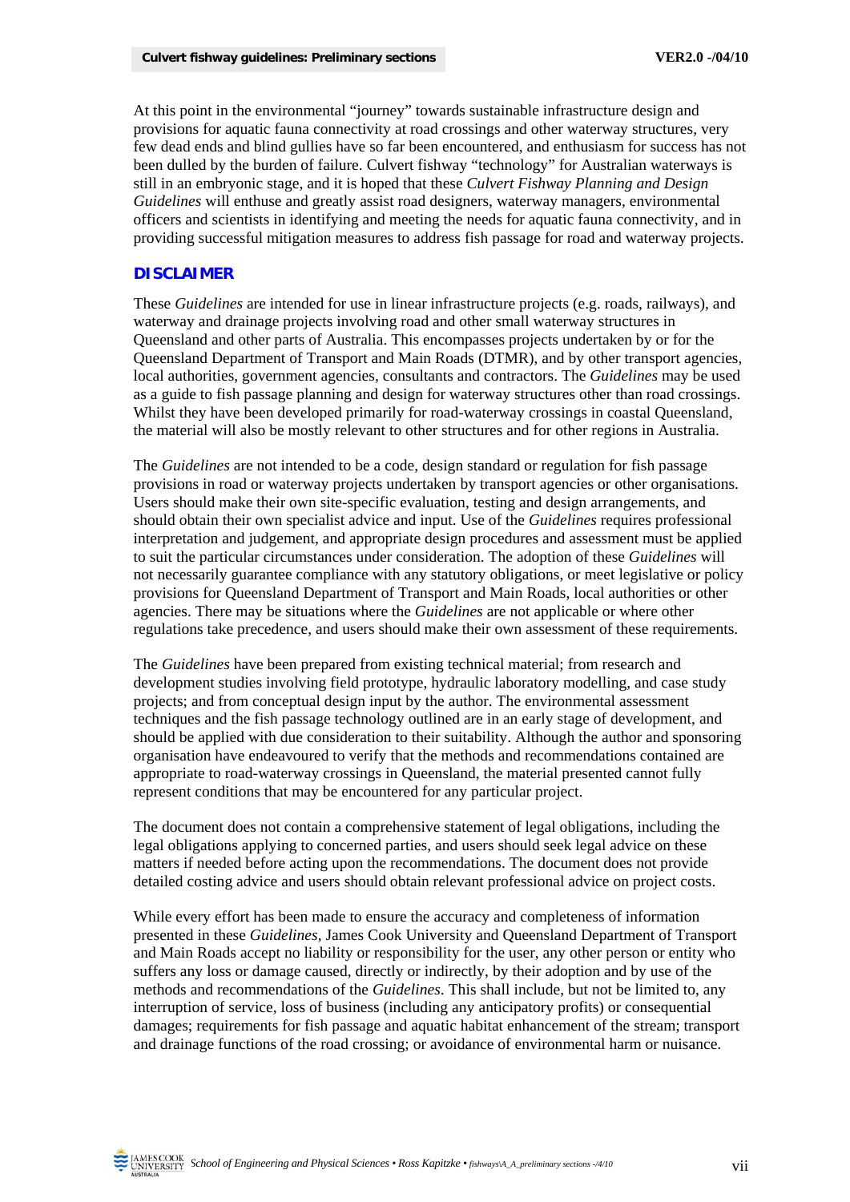At this point in the environmental "journey" towards sustainable infrastructure design and provisions for aquatic fauna connectivity at road crossings and other waterway structures, very few dead ends and blind gullies have so far been encountered, and enthusiasm for success has not been dulled by the burden of failure. Culvert fishway "technology" for Australian waterways is still in an embryonic stage, and it is hoped that these *Culvert Fishway Planning and Design Guidelines* will enthuse and greatly assist road designers, waterway managers, environmental officers and scientists in identifying and meeting the needs for aquatic fauna connectivity, and in providing successful mitigation measures to address fish passage for road and waterway projects.

## DISCLAIMER

These *Guidelines* are intended for use in linear infrastructure projects (e.g. roads, railways), and waterway and drainage projects involving road and other small waterway structures in Queensland and other parts of Australia. This encompasses projects undertaken by or for the Queensland Department of Transport and Main Roads (DTMR), and by other transport agencies, local authorities, government agencies, consultants and contractors. The *Guidelines* may be used as a guide to fish passage planning and design for waterway structures other than road crossings. Whilst they have been developed primarily for road-waterway crossings in coastal Queensland, the material will also be mostly relevant to other structures and for other regions in Australia.

The *Guidelines* are not intended to be a code, design standard or regulation for fish passage provisions in road or waterway projects undertaken by transport agencies or other organisations. Users should make their own site-specific evaluation, testing and design arrangements, and should obtain their own specialist advice and input. Use of the *Guidelines* requires professional interpretation and judgement, and appropriate design procedures and assessment must be applied to suit the particular circumstances under consideration. The adoption of these *Guidelines* will not necessarily guarantee compliance with any statutory obligations, or meet legislative or policy provisions for Queensland Department of Transport and Main Roads, local authorities or other agencies. There may be situations where the *Guidelines* are not applicable or where other regulations take precedence, and users should make their own assessment of these requirements.

The *Guidelines* have been prepared from existing technical material; from research and development studies involving field prototype, hydraulic laboratory modelling, and case study projects; and from conceptual design input by the author. The environmental assessment techniques and the fish passage technology outlined are in an early stage of development, and should be applied with due consideration to their suitability. Although the author and sponsoring organisation have endeavoured to verify that the methods and recommendations contained are appropriate to road-waterway crossings in Queensland, the material presented cannot fully represent conditions that may be encountered for any particular project.

The document does not contain a comprehensive statement of legal obligations, including the legal obligations applying to concerned parties, and users should seek legal advice on these matters if needed before acting upon the recommendations. The document does not provide detailed costing advice and users should obtain relevant professional advice on project costs.

While every effort has been made to ensure the accuracy and completeness of information presented in these *Guidelines*, James Cook University and Queensland Department of Transport and Main Roads accept no liability or responsibility for the user, any other person or entity who suffers any loss or damage caused, directly or indirectly, by their adoption and by use of the methods and recommendations of the *Guidelines*. This shall include, but not be limited to, any interruption of service, loss of business (including any anticipatory profits) or consequential damages; requirements for fish passage and aquatic habitat enhancement of the stream; transport and drainage functions of the road crossing; or avoidance of environmental harm or nuisance.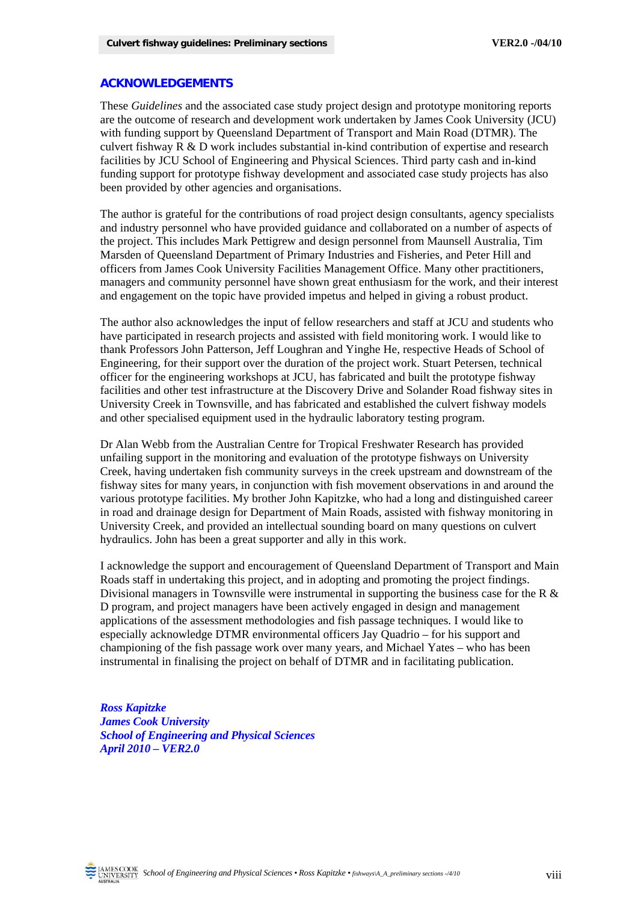## ACKNOWLEDGEMENTS

These *Guidelines* and the associated case study project design and prototype monitoring reports are the outcome of research and development work undertaken by James Cook University (JCU) with funding support by Queensland Department of Transport and Main Road (DTMR). The culvert fishway R & D work includes substantial in-kind contribution of expertise and research facilities by JCU School of Engineering and Physical Sciences. Third party cash and in-kind funding support for prototype fishway development and associated case study projects has also been provided by other agencies and organisations.

The author is grateful for the contributions of road project design consultants, agency specialists and industry personnel who have provided guidance and collaborated on a number of aspects of the project. This includes Mark Pettigrew and design personnel from Maunsell Australia, Tim Marsden of Queensland Department of Primary Industries and Fisheries, and Peter Hill and officers from James Cook University Facilities Management Office. Many other practitioners, managers and community personnel have shown great enthusiasm for the work, and their interest and engagement on the topic have provided impetus and helped in giving a robust product.

The author also acknowledges the input of fellow researchers and staff at JCU and students who have participated in research projects and assisted with field monitoring work. I would like to thank Professors John Patterson, Jeff Loughran and Yinghe He, respective Heads of School of Engineering, for their support over the duration of the project work. Stuart Petersen, technical officer for the engineering workshops at JCU, has fabricated and built the prototype fishway facilities and other test infrastructure at the Discovery Drive and Solander Road fishway sites in University Creek in Townsville, and has fabricated and established the culvert fishway models and other specialised equipment used in the hydraulic laboratory testing program.

Dr Alan Webb from the Australian Centre for Tropical Freshwater Research has provided unfailing support in the monitoring and evaluation of the prototype fishways on University Creek, having undertaken fish community surveys in the creek upstream and downstream of the fishway sites for many years, in conjunction with fish movement observations in and around the various prototype facilities. My brother John Kapitzke, who had a long and distinguished career in road and drainage design for Department of Main Roads, assisted with fishway monitoring in University Creek, and provided an intellectual sounding board on many questions on culvert hydraulics. John has been a great supporter and ally in this work.

I acknowledge the support and encouragement of Queensland Department of Transport and Main Roads staff in undertaking this project, and in adopting and promoting the project findings. Divisional managers in Townsville were instrumental in supporting the business case for the R & D program, and project managers have been actively engaged in design and management applications of the assessment methodologies and fish passage techniques. I would like to especially acknowledge DTMR environmental officers Jay Quadrio – for his support and championing of the fish passage work over many years, and Michael Yates – who has been instrumental in finalising the project on behalf of DTMR and in facilitating publication.

***Ross Kapitzke***
***James Cook University***
***School of Engineering and Physical Sciences***
***April 2010 – VER2.0***